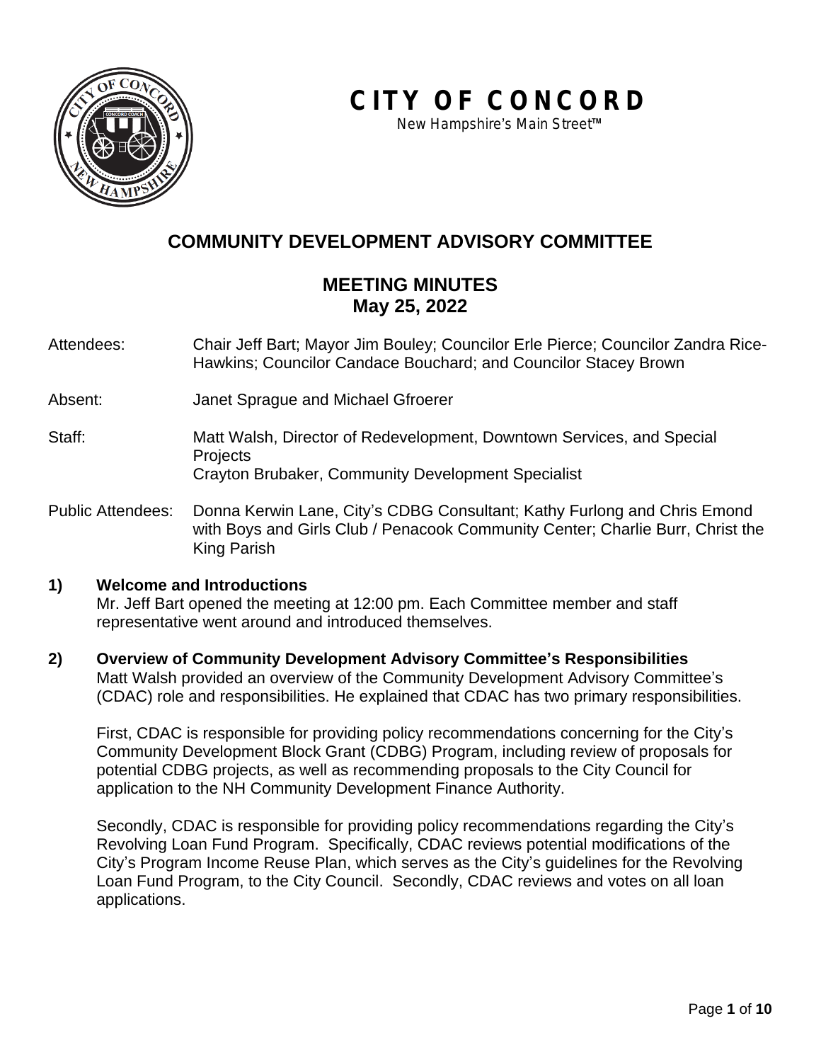# CITY OF CONCORD

New Hampshire's Main Street™

## COMMUNITY DEVELOPMENT ADVISORY COMMITTEE

## MEETING MINUTES
## May 25, 2022

Attendees: Chair Jeff Bart; Mayor Jim Bouley; Councilor Erle Pierce; Councilor Zandra Rice-Hawkins; Councilor Candace Bouchard; and Councilor Stacey Brown

Absent: Janet Sprague and Michael Gfroerer

Staff: Matt Walsh, Director of Redevelopment, Downtown Services, and Special Projects
Crayton Brubaker, Community Development Specialist

Public Attendees: Donna Kerwin Lane, City's CDBG Consultant; Kathy Furlong and Chris Emond with Boys and Girls Club / Penacook Community Center; Charlie Burr, Christ the King Parish

**1) Welcome and Introductions**

Mr. Jeff Bart opened the meeting at 12:00 pm. Each Committee member and staff representative went around and introduced themselves.

**2) Overview of Community Development Advisory Committee's Responsibilities**

Matt Walsh provided an overview of the Community Development Advisory Committee's (CDAC) role and responsibilities. He explained that CDAC has two primary responsibilities.

First, CDAC is responsible for providing policy recommendations concerning for the City's Community Development Block Grant (CDBG) Program, including review of proposals for potential CDBG projects, as well as recommending proposals to the City Council for application to the NH Community Development Finance Authority.

Secondly, CDAC is responsible for providing policy recommendations regarding the City's Revolving Loan Fund Program. Specifically, CDAC reviews potential modifications of the City's Program Income Reuse Plan, which serves as the City's guidelines for the Revolving Loan Fund Program, to the City Council. Secondly, CDAC reviews and votes on all loan applications.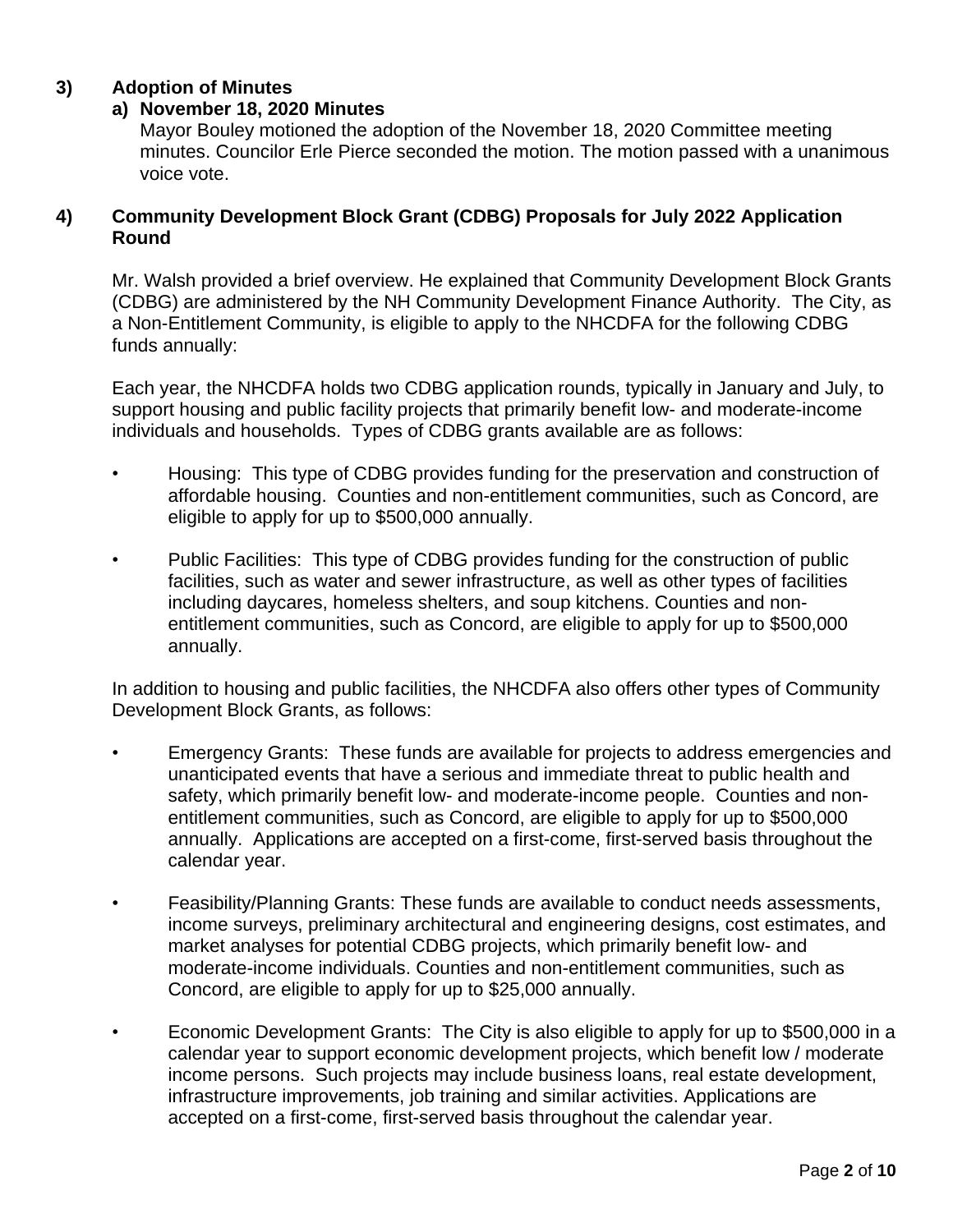## 3) Adoption of Minutes

### a) November 18, 2020 Minutes

Mayor Bouley motioned the adoption of the November 18, 2020 Committee meeting minutes. Councilor Erle Pierce seconded the motion. The motion passed with a unanimous voice vote.

## 4) Community Development Block Grant (CDBG) Proposals for July 2022 Application Round

Mr. Walsh provided a brief overview. He explained that Community Development Block Grants (CDBG) are administered by the NH Community Development Finance Authority. The City, as a Non-Entitlement Community, is eligible to apply to the NHCDFA for the following CDBG funds annually:

Each year, the NHCDFA holds two CDBG application rounds, typically in January and July, to support housing and public facility projects that primarily benefit low- and moderate-income individuals and households. Types of CDBG grants available are as follows:

- Housing: This type of CDBG provides funding for the preservation and construction of affordable housing. Counties and non-entitlement communities, such as Concord, are eligible to apply for up to $500,000 annually.

- Public Facilities: This type of CDBG provides funding for the construction of public facilities, such as water and sewer infrastructure, as well as other types of facilities including daycares, homeless shelters, and soup kitchens. Counties and non-entitlement communities, such as Concord, are eligible to apply for up to $500,000 annually.

In addition to housing and public facilities, the NHCDFA also offers other types of Community Development Block Grants, as follows:

- Emergency Grants: These funds are available for projects to address emergencies and unanticipated events that have a serious and immediate threat to public health and safety, which primarily benefit low- and moderate-income people. Counties and non-entitlement communities, such as Concord, are eligible to apply for up to $500,000 annually. Applications are accepted on a first-come, first-served basis throughout the calendar year.

- Feasibility/Planning Grants: These funds are available to conduct needs assessments, income surveys, preliminary architectural and engineering designs, cost estimates, and market analyses for potential CDBG projects, which primarily benefit low- and moderate-income individuals. Counties and non-entitlement communities, such as Concord, are eligible to apply for up to $25,000 annually.

- Economic Development Grants: The City is also eligible to apply for up to $500,000 in a calendar year to support economic development projects, which benefit low / moderate income persons. Such projects may include business loans, real estate development, infrastructure improvements, job training and similar activities. Applications are accepted on a first-come, first-served basis throughout the calendar year.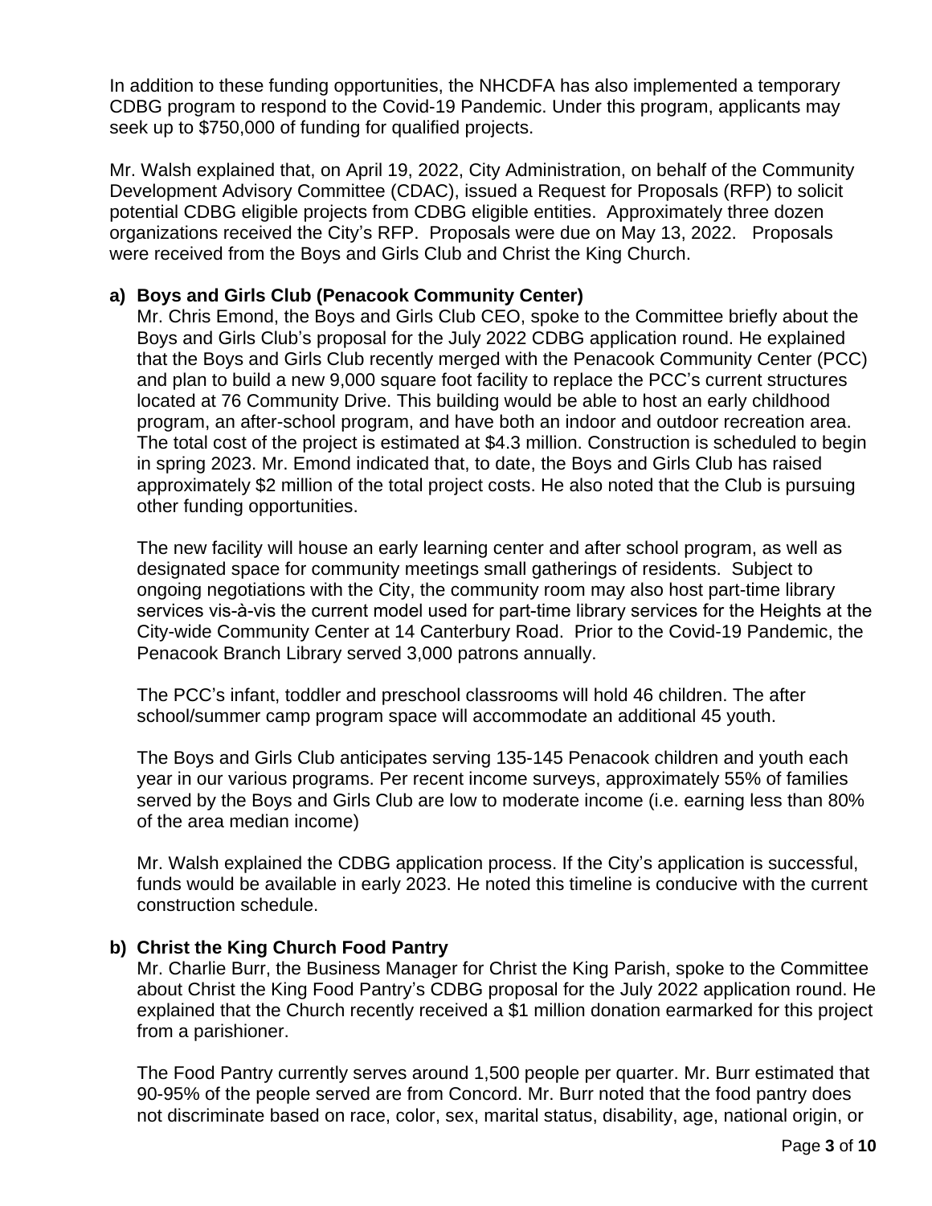In addition to these funding opportunities, the NHCDFA has also implemented a temporary CDBG program to respond to the Covid-19 Pandemic. Under this program, applicants may seek up to $750,000 of funding for qualified projects.

Mr. Walsh explained that, on April 19, 2022, City Administration, on behalf of the Community Development Advisory Committee (CDAC), issued a Request for Proposals (RFP) to solicit potential CDBG eligible projects from CDBG eligible entities. Approximately three dozen organizations received the City's RFP. Proposals were due on May 13, 2022. Proposals were received from the Boys and Girls Club and Christ the King Church.

**a) Boys and Girls Club (Penacook Community Center)**

Mr. Chris Emond, the Boys and Girls Club CEO, spoke to the Committee briefly about the Boys and Girls Club's proposal for the July 2022 CDBG application round. He explained that the Boys and Girls Club recently merged with the Penacook Community Center (PCC) and plan to build a new 9,000 square foot facility to replace the PCC's current structures located at 76 Community Drive. This building would be able to host an early childhood program, an after-school program, and have both an indoor and outdoor recreation area. The total cost of the project is estimated at $4.3 million. Construction is scheduled to begin in spring 2023. Mr. Emond indicated that, to date, the Boys and Girls Club has raised approximately $2 million of the total project costs. He also noted that the Club is pursuing other funding opportunities.

The new facility will house an early learning center and after school program, as well as designated space for community meetings small gatherings of residents. Subject to ongoing negotiations with the City, the community room may also host part-time library services vis-à-vis the current model used for part-time library services for the Heights at the City-wide Community Center at 14 Canterbury Road. Prior to the Covid-19 Pandemic, the Penacook Branch Library served 3,000 patrons annually.

The PCC's infant, toddler and preschool classrooms will hold 46 children. The after school/summer camp program space will accommodate an additional 45 youth.

The Boys and Girls Club anticipates serving 135-145 Penacook children and youth each year in our various programs. Per recent income surveys, approximately 55% of families served by the Boys and Girls Club are low to moderate income (i.e. earning less than 80% of the area median income)

Mr. Walsh explained the CDBG application process. If the City's application is successful, funds would be available in early 2023. He noted this timeline is conducive with the current construction schedule.

**b) Christ the King Church Food Pantry**

Mr. Charlie Burr, the Business Manager for Christ the King Parish, spoke to the Committee about Christ the King Food Pantry's CDBG proposal for the July 2022 application round. He explained that the Church recently received a $1 million donation earmarked for this project from a parishioner.

The Food Pantry currently serves around 1,500 people per quarter. Mr. Burr estimated that 90-95% of the people served are from Concord. Mr. Burr noted that the food pantry does not discriminate based on race, color, sex, marital status, disability, age, national origin, or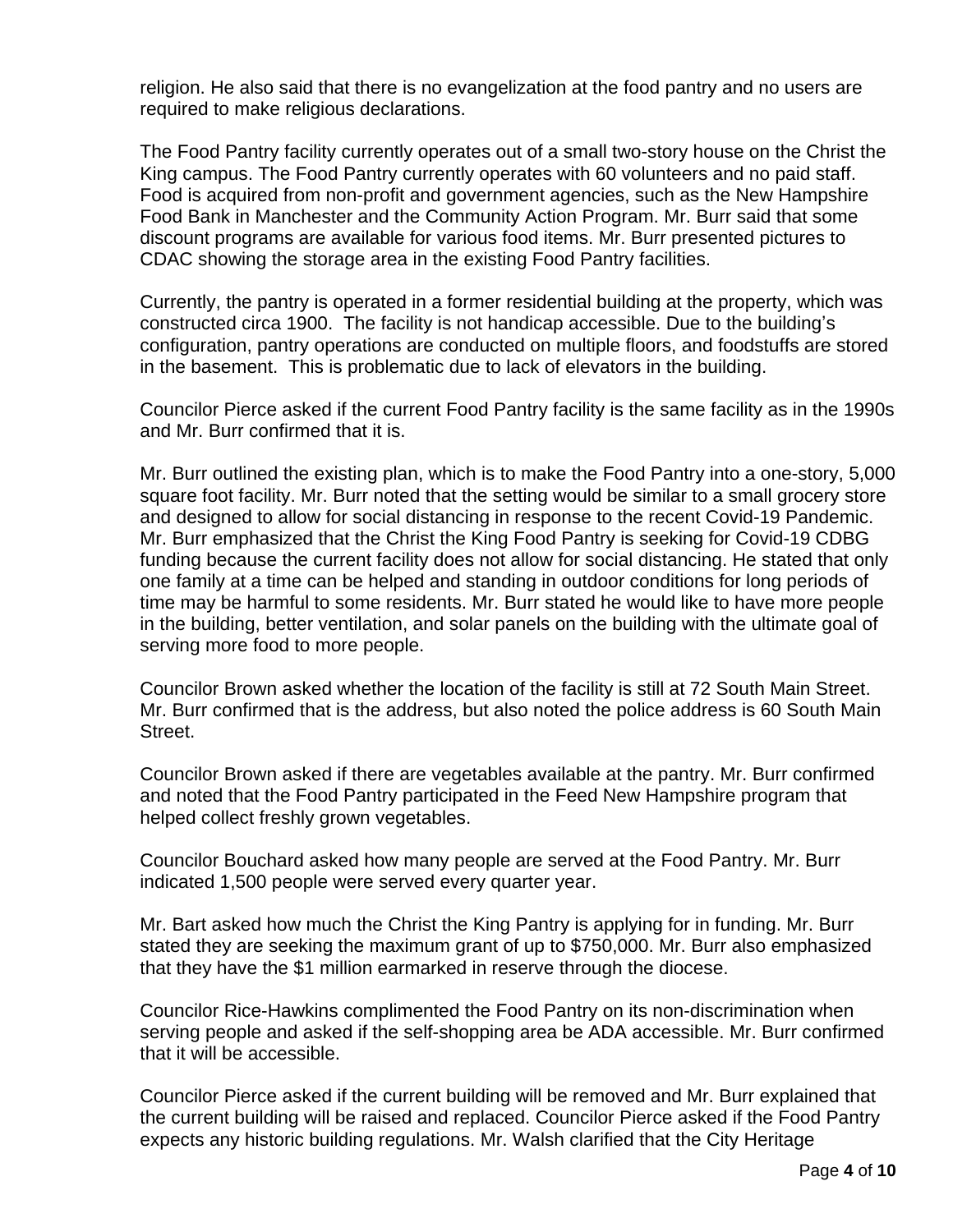religion. He also said that there is no evangelization at the food pantry and no users are required to make religious declarations.

The Food Pantry facility currently operates out of a small two-story house on the Christ the King campus. The Food Pantry currently operates with 60 volunteers and no paid staff. Food is acquired from non-profit and government agencies, such as the New Hampshire Food Bank in Manchester and the Community Action Program. Mr. Burr said that some discount programs are available for various food items. Mr. Burr presented pictures to CDAC showing the storage area in the existing Food Pantry facilities.

Currently, the pantry is operated in a former residential building at the property, which was constructed circa 1900. The facility is not handicap accessible. Due to the building's configuration, pantry operations are conducted on multiple floors, and foodstuffs are stored in the basement. This is problematic due to lack of elevators in the building.

Councilor Pierce asked if the current Food Pantry facility is the same facility as in the 1990s and Mr. Burr confirmed that it is.

Mr. Burr outlined the existing plan, which is to make the Food Pantry into a one-story, 5,000 square foot facility. Mr. Burr noted that the setting would be similar to a small grocery store and designed to allow for social distancing in response to the recent Covid-19 Pandemic. Mr. Burr emphasized that the Christ the King Food Pantry is seeking for Covid-19 CDBG funding because the current facility does not allow for social distancing. He stated that only one family at a time can be helped and standing in outdoor conditions for long periods of time may be harmful to some residents. Mr. Burr stated he would like to have more people in the building, better ventilation, and solar panels on the building with the ultimate goal of serving more food to more people.

Councilor Brown asked whether the location of the facility is still at 72 South Main Street. Mr. Burr confirmed that is the address, but also noted the police address is 60 South Main Street.

Councilor Brown asked if there are vegetables available at the pantry. Mr. Burr confirmed and noted that the Food Pantry participated in the Feed New Hampshire program that helped collect freshly grown vegetables.

Councilor Bouchard asked how many people are served at the Food Pantry. Mr. Burr indicated 1,500 people were served every quarter year.

Mr. Bart asked how much the Christ the King Pantry is applying for in funding. Mr. Burr stated they are seeking the maximum grant of up to $750,000. Mr. Burr also emphasized that they have the $1 million earmarked in reserve through the diocese.

Councilor Rice-Hawkins complimented the Food Pantry on its non-discrimination when serving people and asked if the self-shopping area be ADA accessible. Mr. Burr confirmed that it will be accessible.

Councilor Pierce asked if the current building will be removed and Mr. Burr explained that the current building will be raised and replaced. Councilor Pierce asked if the Food Pantry expects any historic building regulations. Mr. Walsh clarified that the City Heritage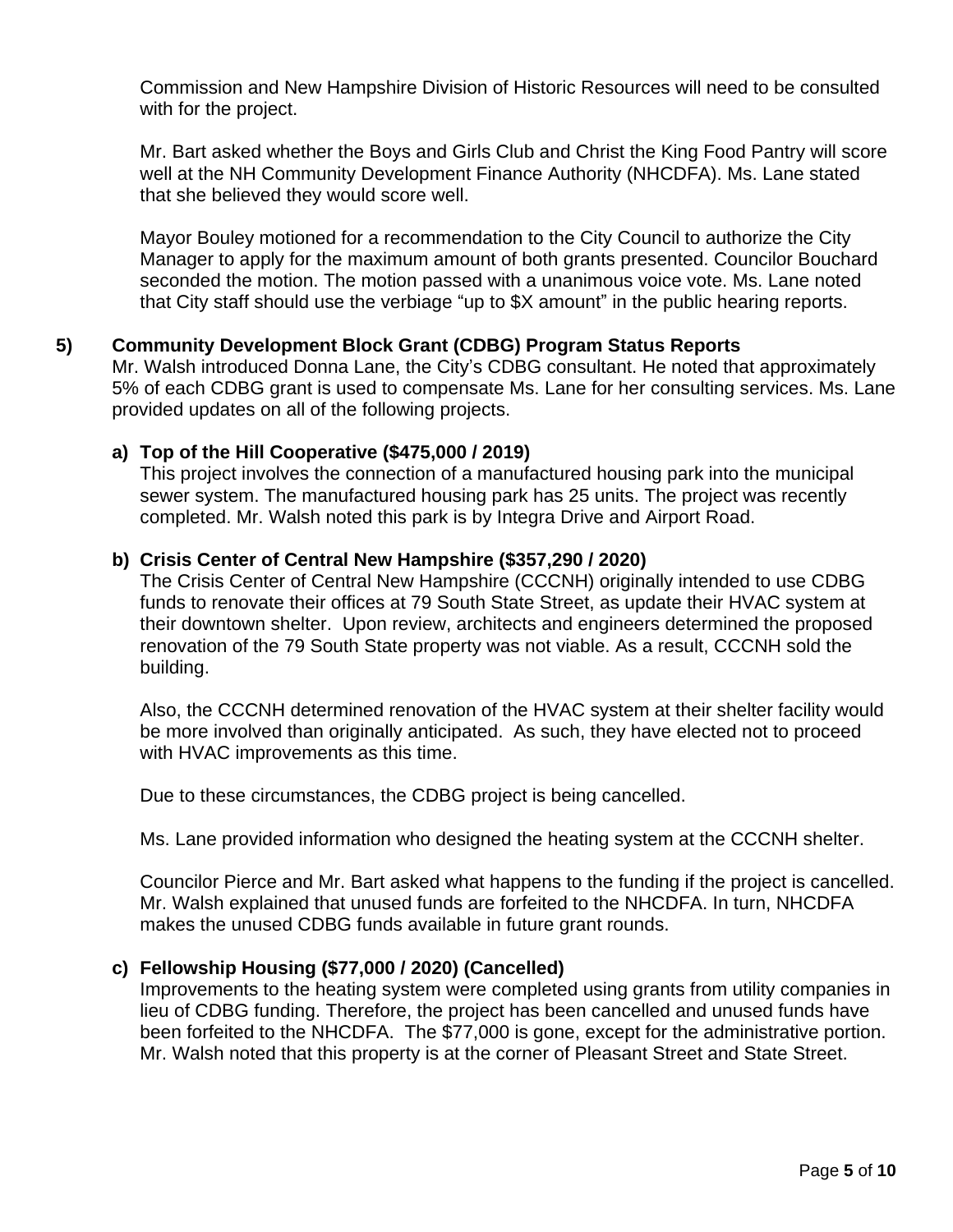Commission and New Hampshire Division of Historic Resources will need to be consulted with for the project.

Mr. Bart asked whether the Boys and Girls Club and Christ the King Food Pantry will score well at the NH Community Development Finance Authority (NHCDFA). Ms. Lane stated that she believed they would score well.

Mayor Bouley motioned for a recommendation to the City Council to authorize the City Manager to apply for the maximum amount of both grants presented. Councilor Bouchard seconded the motion. The motion passed with a unanimous voice vote. Ms. Lane noted that City staff should use the verbiage "up to $X amount" in the public hearing reports.

## 5) Community Development Block Grant (CDBG) Program Status Reports

Mr. Walsh introduced Donna Lane, the City's CDBG consultant. He noted that approximately 5% of each CDBG grant is used to compensate Ms. Lane for her consulting services. Ms. Lane provided updates on all of the following projects.

### a) Top of the Hill Cooperative ($475,000 / 2019)

This project involves the connection of a manufactured housing park into the municipal sewer system. The manufactured housing park has 25 units. The project was recently completed. Mr. Walsh noted this park is by Integra Drive and Airport Road.

### b) Crisis Center of Central New Hampshire ($357,290 / 2020)

The Crisis Center of Central New Hampshire (CCCNH) originally intended to use CDBG funds to renovate their offices at 79 South State Street, as update their HVAC system at their downtown shelter. Upon review, architects and engineers determined the proposed renovation of the 79 South State property was not viable. As a result, CCCNH sold the building.

Also, the CCCNH determined renovation of the HVAC system at their shelter facility would be more involved than originally anticipated. As such, they have elected not to proceed with HVAC improvements as this time.

Due to these circumstances, the CDBG project is being cancelled.

Ms. Lane provided information who designed the heating system at the CCCNH shelter.

Councilor Pierce and Mr. Bart asked what happens to the funding if the project is cancelled. Mr. Walsh explained that unused funds are forfeited to the NHCDFA. In turn, NHCDFA makes the unused CDBG funds available in future grant rounds.

### c) Fellowship Housing ($77,000 / 2020) (Cancelled)

Improvements to the heating system were completed using grants from utility companies in lieu of CDBG funding. Therefore, the project has been cancelled and unused funds have been forfeited to the NHCDFA. The $77,000 is gone, except for the administrative portion. Mr. Walsh noted that this property is at the corner of Pleasant Street and State Street.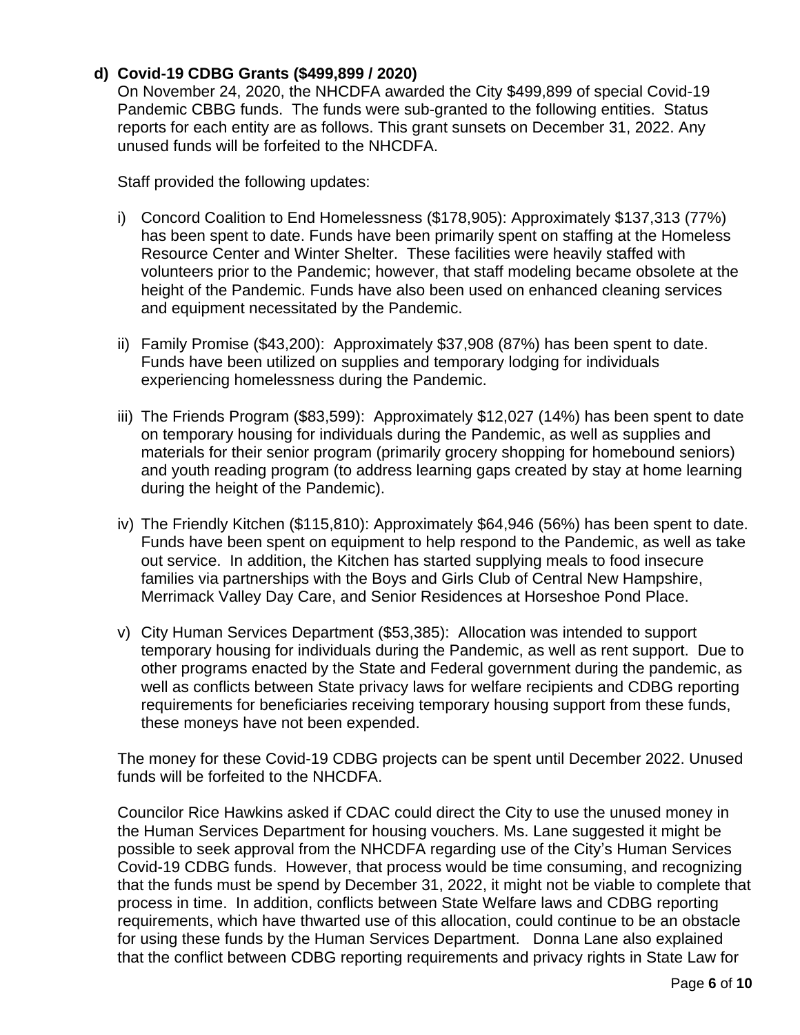**d) Covid-19 CDBG Grants ($499,899 / 2020)**

On November 24, 2020, the NHCDFA awarded the City $499,899 of special Covid-19 Pandemic CBBG funds. The funds were sub-granted to the following entities. Status reports for each entity are as follows. This grant sunsets on December 31, 2022. Any unused funds will be forfeited to the NHCDFA.

Staff provided the following updates:

i) Concord Coalition to End Homelessness ($178,905): Approximately $137,313 (77%) has been spent to date. Funds have been primarily spent on staffing at the Homeless Resource Center and Winter Shelter. These facilities were heavily staffed with volunteers prior to the Pandemic; however, that staff modeling became obsolete at the height of the Pandemic. Funds have also been used on enhanced cleaning services and equipment necessitated by the Pandemic.

ii) Family Promise ($43,200): Approximately $37,908 (87%) has been spent to date. Funds have been utilized on supplies and temporary lodging for individuals experiencing homelessness during the Pandemic.

iii) The Friends Program ($83,599): Approximately $12,027 (14%) has been spent to date on temporary housing for individuals during the Pandemic, as well as supplies and materials for their senior program (primarily grocery shopping for homebound seniors) and youth reading program (to address learning gaps created by stay at home learning during the height of the Pandemic).

iv) The Friendly Kitchen ($115,810): Approximately $64,946 (56%) has been spent to date. Funds have been spent on equipment to help respond to the Pandemic, as well as take out service. In addition, the Kitchen has started supplying meals to food insecure families via partnerships with the Boys and Girls Club of Central New Hampshire, Merrimack Valley Day Care, and Senior Residences at Horseshoe Pond Place.

v) City Human Services Department ($53,385): Allocation was intended to support temporary housing for individuals during the Pandemic, as well as rent support. Due to other programs enacted by the State and Federal government during the pandemic, as well as conflicts between State privacy laws for welfare recipients and CDBG reporting requirements for beneficiaries receiving temporary housing support from these funds, these moneys have not been expended.

The money for these Covid-19 CDBG projects can be spent until December 2022. Unused funds will be forfeited to the NHCDFA.

Councilor Rice Hawkins asked if CDAC could direct the City to use the unused money in the Human Services Department for housing vouchers. Ms. Lane suggested it might be possible to seek approval from the NHCDFA regarding use of the City's Human Services Covid-19 CDBG funds. However, that process would be time consuming, and recognizing that the funds must be spend by December 31, 2022, it might not be viable to complete that process in time. In addition, conflicts between State Welfare laws and CDBG reporting requirements, which have thwarted use of this allocation, could continue to be an obstacle for using these funds by the Human Services Department. Donna Lane also explained that the conflict between CDBG reporting requirements and privacy rights in State Law for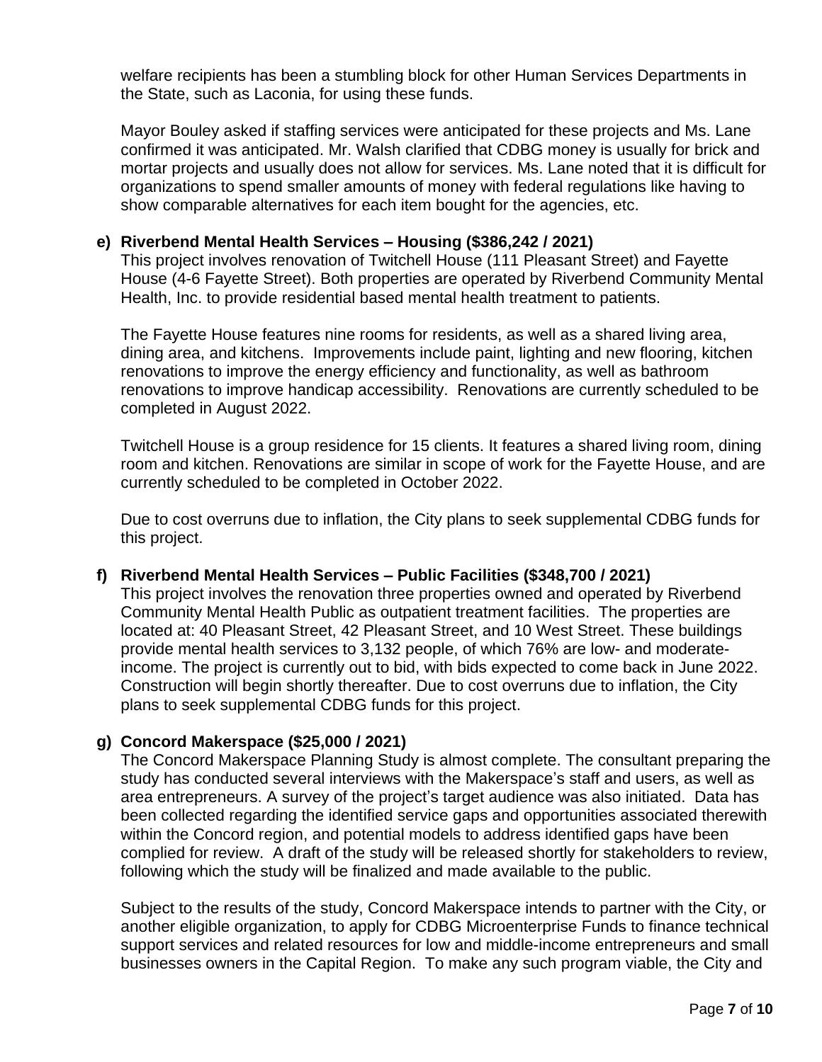welfare recipients has been a stumbling block for other Human Services Departments in the State, such as Laconia, for using these funds.

Mayor Bouley asked if staffing services were anticipated for these projects and Ms. Lane confirmed it was anticipated. Mr. Walsh clarified that CDBG money is usually for brick and mortar projects and usually does not allow for services. Ms. Lane noted that it is difficult for organizations to spend smaller amounts of money with federal regulations like having to show comparable alternatives for each item bought for the agencies, etc.

**e) Riverbend Mental Health Services – Housing ($386,242 / 2021)**

This project involves renovation of Twitchell House (111 Pleasant Street) and Fayette House (4-6 Fayette Street). Both properties are operated by Riverbend Community Mental Health, Inc. to provide residential based mental health treatment to patients.

The Fayette House features nine rooms for residents, as well as a shared living area, dining area, and kitchens. Improvements include paint, lighting and new flooring, kitchen renovations to improve the energy efficiency and functionality, as well as bathroom renovations to improve handicap accessibility. Renovations are currently scheduled to be completed in August 2022.

Twitchell House is a group residence for 15 clients. It features a shared living room, dining room and kitchen. Renovations are similar in scope of work for the Fayette House, and are currently scheduled to be completed in October 2022.

Due to cost overruns due to inflation, the City plans to seek supplemental CDBG funds for this project.

**f) Riverbend Mental Health Services – Public Facilities ($348,700 / 2021)**

This project involves the renovation three properties owned and operated by Riverbend Community Mental Health Public as outpatient treatment facilities. The properties are located at: 40 Pleasant Street, 42 Pleasant Street, and 10 West Street. These buildings provide mental health services to 3,132 people, of which 76% are low- and moderate-income. The project is currently out to bid, with bids expected to come back in June 2022. Construction will begin shortly thereafter. Due to cost overruns due to inflation, the City plans to seek supplemental CDBG funds for this project.

**g) Concord Makerspace ($25,000 / 2021)**

The Concord Makerspace Planning Study is almost complete. The consultant preparing the study has conducted several interviews with the Makerspace's staff and users, as well as area entrepreneurs. A survey of the project's target audience was also initiated. Data has been collected regarding the identified service gaps and opportunities associated therewith within the Concord region, and potential models to address identified gaps have been complied for review. A draft of the study will be released shortly for stakeholders to review, following which the study will be finalized and made available to the public.

Subject to the results of the study, Concord Makerspace intends to partner with the City, or another eligible organization, to apply for CDBG Microenterprise Funds to finance technical support services and related resources for low and middle-income entrepreneurs and small businesses owners in the Capital Region. To make any such program viable, the City and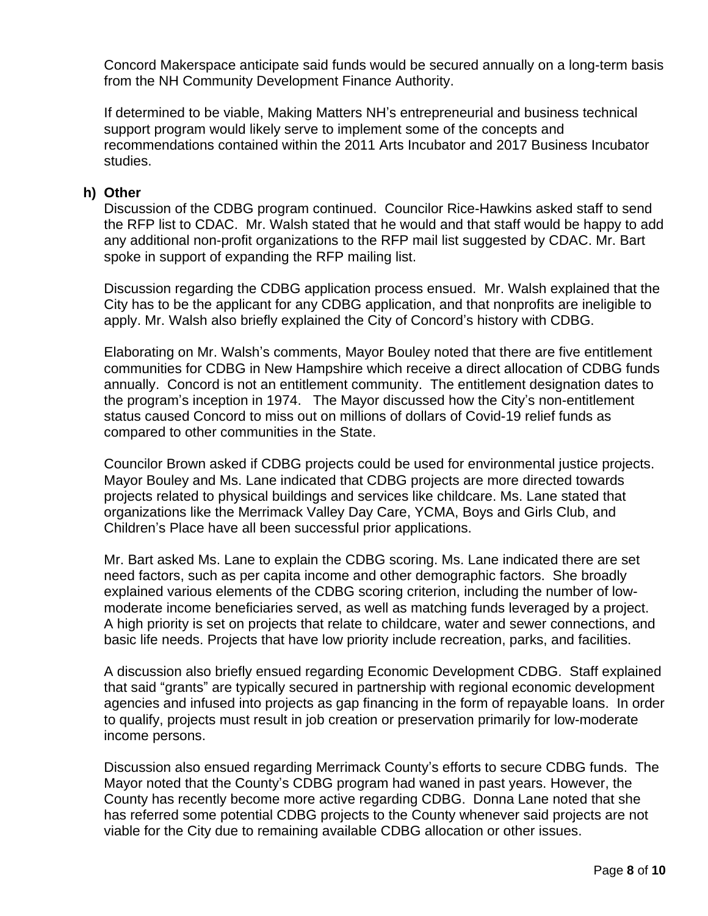Concord Makerspace anticipate said funds would be secured annually on a long-term basis from the NH Community Development Finance Authority.

If determined to be viable, Making Matters NH's entrepreneurial and business technical support program would likely serve to implement some of the concepts and recommendations contained within the 2011 Arts Incubator and 2017 Business Incubator studies.

**h) Other**

Discussion of the CDBG program continued. Councilor Rice-Hawkins asked staff to send the RFP list to CDAC. Mr. Walsh stated that he would and that staff would be happy to add any additional non-profit organizations to the RFP mail list suggested by CDAC. Mr. Bart spoke in support of expanding the RFP mailing list.

Discussion regarding the CDBG application process ensued. Mr. Walsh explained that the City has to be the applicant for any CDBG application, and that nonprofits are ineligible to apply. Mr. Walsh also briefly explained the City of Concord's history with CDBG.

Elaborating on Mr. Walsh's comments, Mayor Bouley noted that there are five entitlement communities for CDBG in New Hampshire which receive a direct allocation of CDBG funds annually. Concord is not an entitlement community. The entitlement designation dates to the program's inception in 1974. The Mayor discussed how the City's non-entitlement status caused Concord to miss out on millions of dollars of Covid-19 relief funds as compared to other communities in the State.

Councilor Brown asked if CDBG projects could be used for environmental justice projects. Mayor Bouley and Ms. Lane indicated that CDBG projects are more directed towards projects related to physical buildings and services like childcare. Ms. Lane stated that organizations like the Merrimack Valley Day Care, YCMA, Boys and Girls Club, and Children's Place have all been successful prior applications.

Mr. Bart asked Ms. Lane to explain the CDBG scoring. Ms. Lane indicated there are set need factors, such as per capita income and other demographic factors. She broadly explained various elements of the CDBG scoring criterion, including the number of low-moderate income beneficiaries served, as well as matching funds leveraged by a project. A high priority is set on projects that relate to childcare, water and sewer connections, and basic life needs. Projects that have low priority include recreation, parks, and facilities.

A discussion also briefly ensued regarding Economic Development CDBG. Staff explained that said "grants" are typically secured in partnership with regional economic development agencies and infused into projects as gap financing in the form of repayable loans. In order to qualify, projects must result in job creation or preservation primarily for low-moderate income persons.

Discussion also ensued regarding Merrimack County's efforts to secure CDBG funds. The Mayor noted that the County's CDBG program had waned in past years. However, the County has recently become more active regarding CDBG. Donna Lane noted that she has referred some potential CDBG projects to the County whenever said projects are not viable for the City due to remaining available CDBG allocation or other issues.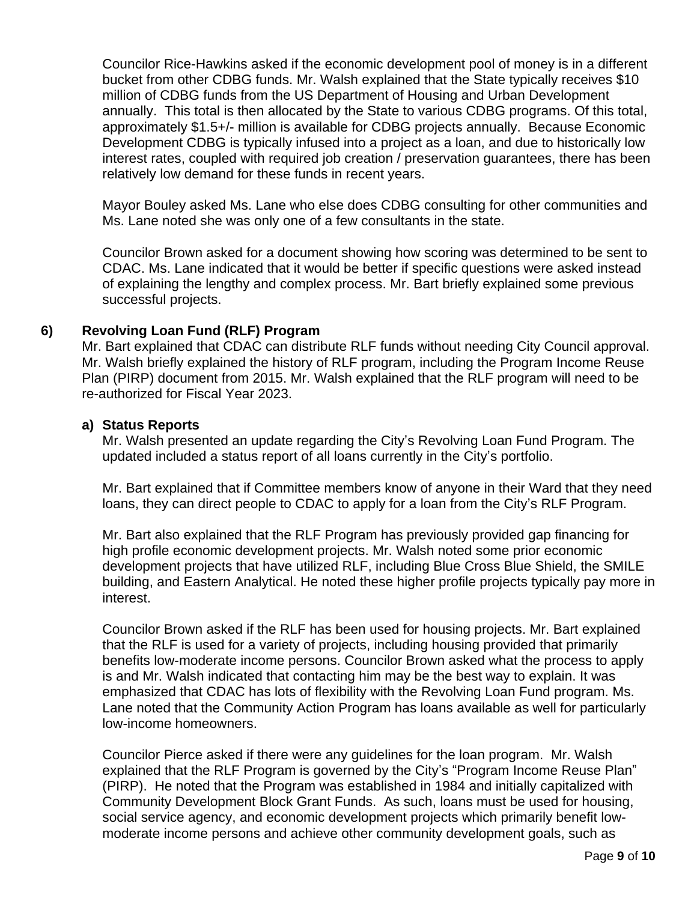Councilor Rice-Hawkins asked if the economic development pool of money is in a different bucket from other CDBG funds. Mr. Walsh explained that the State typically receives $10 million of CDBG funds from the US Department of Housing and Urban Development annually. This total is then allocated by the State to various CDBG programs. Of this total, approximately $1.5+/- million is available for CDBG projects annually. Because Economic Development CDBG is typically infused into a project as a loan, and due to historically low interest rates, coupled with required job creation / preservation guarantees, there has been relatively low demand for these funds in recent years.

Mayor Bouley asked Ms. Lane who else does CDBG consulting for other communities and Ms. Lane noted she was only one of a few consultants in the state.

Councilor Brown asked for a document showing how scoring was determined to be sent to CDAC. Ms. Lane indicated that it would be better if specific questions were asked instead of explaining the lengthy and complex process. Mr. Bart briefly explained some previous successful projects.

## 6) Revolving Loan Fund (RLF) Program

Mr. Bart explained that CDAC can distribute RLF funds without needing City Council approval. Mr. Walsh briefly explained the history of RLF program, including the Program Income Reuse Plan (PIRP) document from 2015. Mr. Walsh explained that the RLF program will need to be re-authorized for Fiscal Year 2023.

### a) Status Reports

Mr. Walsh presented an update regarding the City's Revolving Loan Fund Program. The updated included a status report of all loans currently in the City's portfolio.

Mr. Bart explained that if Committee members know of anyone in their Ward that they need loans, they can direct people to CDAC to apply for a loan from the City's RLF Program.

Mr. Bart also explained that the RLF Program has previously provided gap financing for high profile economic development projects. Mr. Walsh noted some prior economic development projects that have utilized RLF, including Blue Cross Blue Shield, the SMILE building, and Eastern Analytical. He noted these higher profile projects typically pay more in interest.

Councilor Brown asked if the RLF has been used for housing projects. Mr. Bart explained that the RLF is used for a variety of projects, including housing provided that primarily benefits low-moderate income persons. Councilor Brown asked what the process to apply is and Mr. Walsh indicated that contacting him may be the best way to explain. It was emphasized that CDAC has lots of flexibility with the Revolving Loan Fund program. Ms. Lane noted that the Community Action Program has loans available as well for particularly low-income homeowners.

Councilor Pierce asked if there were any guidelines for the loan program. Mr. Walsh explained that the RLF Program is governed by the City's "Program Income Reuse Plan" (PIRP). He noted that the Program was established in 1984 and initially capitalized with Community Development Block Grant Funds. As such, loans must be used for housing, social service agency, and economic development projects which primarily benefit low-moderate income persons and achieve other community development goals, such as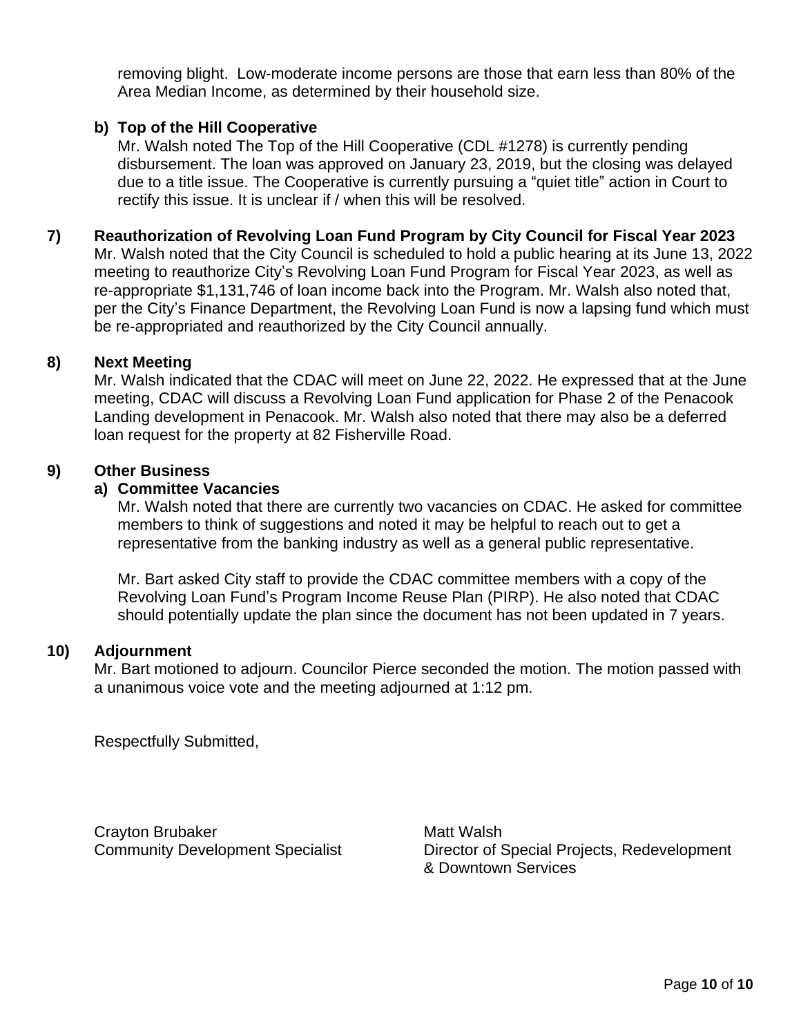removing blight. Low-moderate income persons are those that earn less than 80% of the Area Median Income, as determined by their household size.

**b) Top of the Hill Cooperative**

Mr. Walsh noted The Top of the Hill Cooperative (CDL #1278) is currently pending disbursement. The loan was approved on January 23, 2019, but the closing was delayed due to a title issue. The Cooperative is currently pursuing a "quiet title" action in Court to rectify this issue. It is unclear if / when this will be resolved.

**7) Reauthorization of Revolving Loan Fund Program by City Council for Fiscal Year 2023**

Mr. Walsh noted that the City Council is scheduled to hold a public hearing at its June 13, 2022 meeting to reauthorize City's Revolving Loan Fund Program for Fiscal Year 2023, as well as re-appropriate $1,131,746 of loan income back into the Program. Mr. Walsh also noted that, per the City's Finance Department, the Revolving Loan Fund is now a lapsing fund which must be re-appropriated and reauthorized by the City Council annually.

**8) Next Meeting**

Mr. Walsh indicated that the CDAC will meet on June 22, 2022. He expressed that at the June meeting, CDAC will discuss a Revolving Loan Fund application for Phase 2 of the Penacook Landing development in Penacook. Mr. Walsh also noted that there may also be a deferred loan request for the property at 82 Fisherville Road.

**9) Other Business**

**a) Committee Vacancies**

Mr. Walsh noted that there are currently two vacancies on CDAC. He asked for committee members to think of suggestions and noted it may be helpful to reach out to get a representative from the banking industry as well as a general public representative.

Mr. Bart asked City staff to provide the CDAC committee members with a copy of the Revolving Loan Fund's Program Income Reuse Plan (PIRP). He also noted that CDAC should potentially update the plan since the document has not been updated in 7 years.

**10) Adjournment**

Mr. Bart motioned to adjourn. Councilor Pierce seconded the motion. The motion passed with a unanimous voice vote and the meeting adjourned at 1:12 pm.

Respectfully Submitted,

Crayton Brubaker
Community Development Specialist

Matt Walsh
Director of Special Projects, Redevelopment & Downtown Services